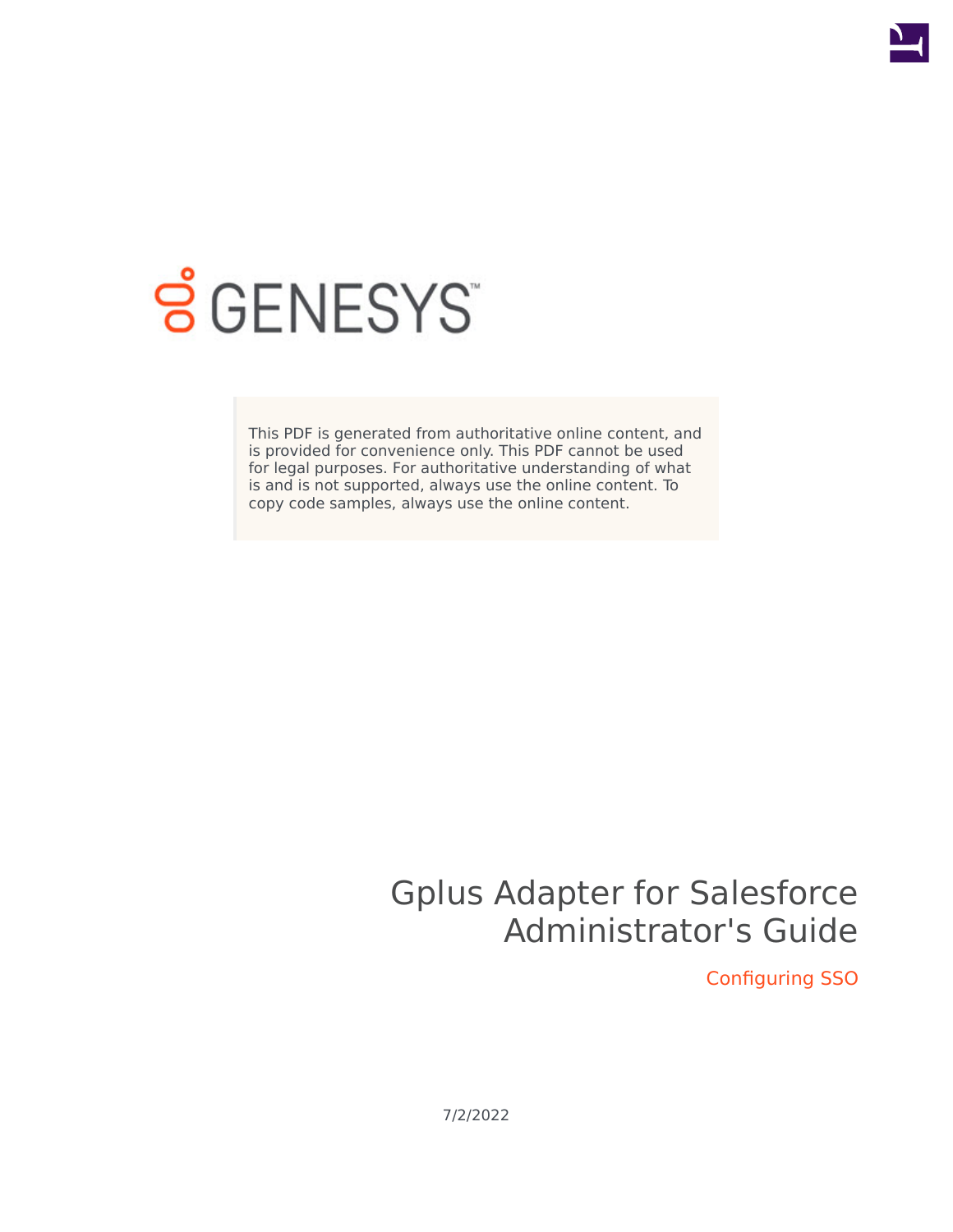GENESYS

This PDF is generated from authoritative online content, and is provided for convenience only. This PDF cannot be used for legal purposes. For authoritative understanding of what is and is not supported, always use the online content. To copy code samples, always use the online content.

# Gplus Adapter for Salesforce Administrator's Guide

## Configuring SSO

7/2/2022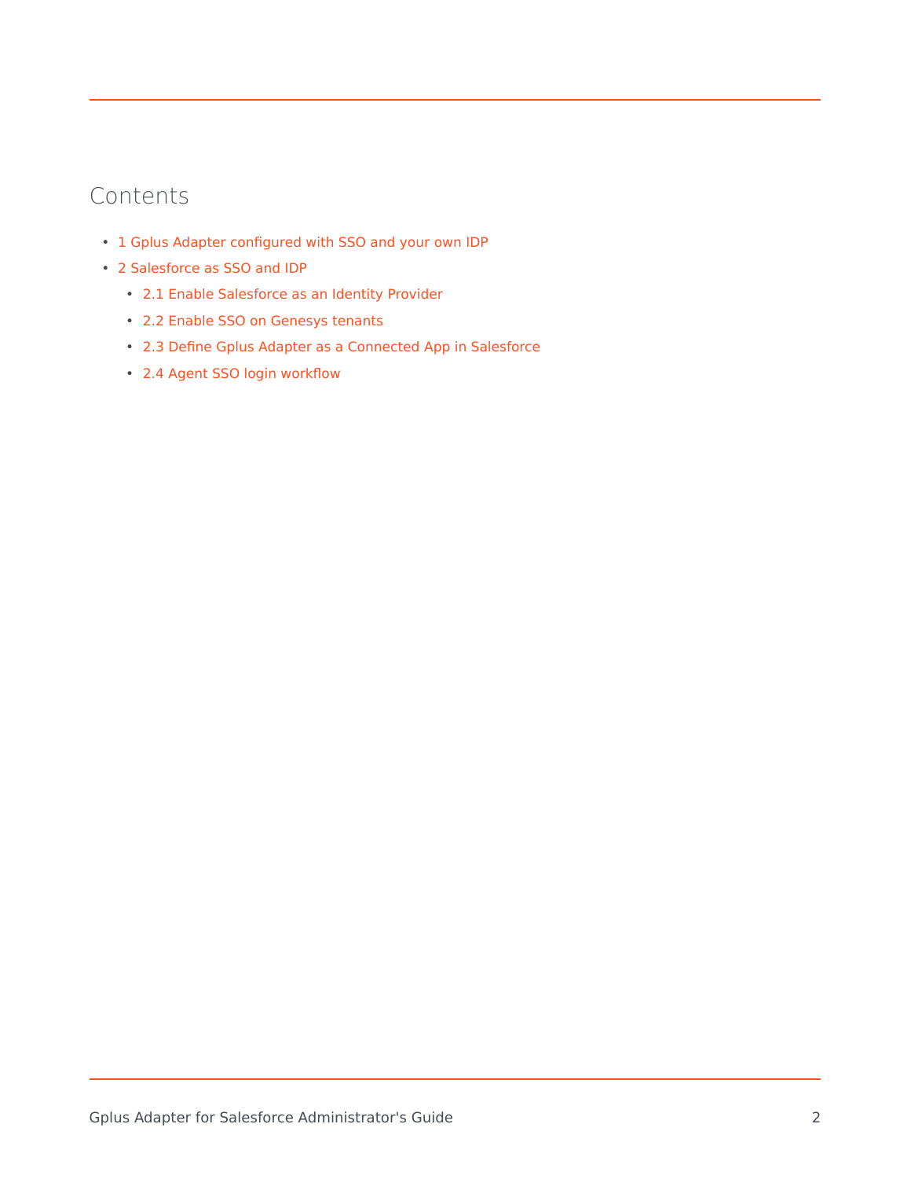# Contents

- 1 Gplus Adapter configured with SSO and your own IDP
- 2 Salesforce as SSO and IDP
  - 2.1 Enable Salesforce as an Identity Provider
  - 2.2 Enable SSO on Genesys tenants
  - 2.3 Define Gplus Adapter as a Connected App in Salesforce
  - 2.4 Agent SSO login workflow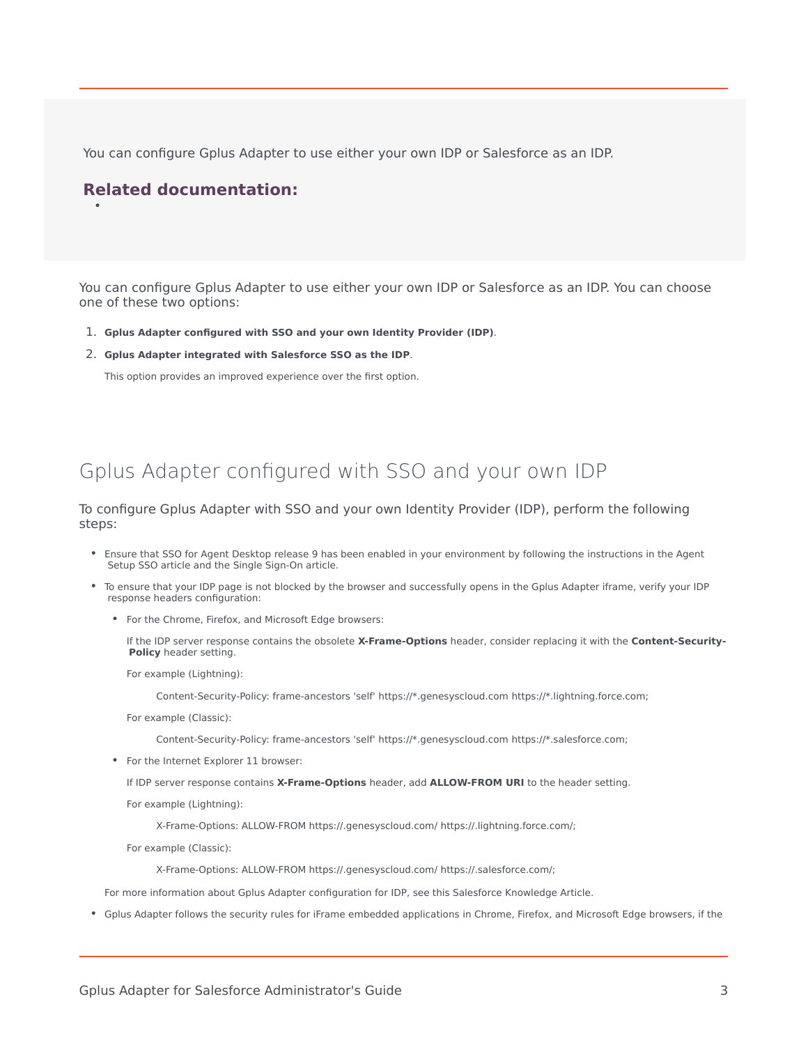You can configure Gplus Adapter to use either your own IDP or Salesforce as an IDP.

**Related documentation:**

- 

You can configure Gplus Adapter to use either your own IDP or Salesforce as an IDP. You can choose one of these two options:

1. **Gplus Adapter configured with SSO and your own Identity Provider (IDP)**.
2. **Gplus Adapter integrated with Salesforce SSO as the IDP**.

   This option provides an improved experience over the first option.

## Gplus Adapter configured with SSO and your own IDP

To configure Gplus Adapter with SSO and your own Identity Provider (IDP), perform the following steps:

- Ensure that SSO for Agent Desktop release 9 has been enabled in your environment by following the instructions in the Agent Setup SSO article and the Single Sign-On article.
- To ensure that your IDP page is not blocked by the browser and successfully opens in the Gplus Adapter iframe, verify your IDP response headers configuration:
  - For the Chrome, Firefox, and Microsoft Edge browsers:

    If the IDP server response contains the obsolete **X-Frame-Options** header, consider replacing it with the **Content-Security-Policy** header setting.

    For example (Lightning):

    ```
    Content-Security-Policy: frame-ancestors 'self' https://*.genesyscloud.com https://*.lightning.force.com;
    ```

    For example (Classic):

    ```
    Content-Security-Policy: frame-ancestors 'self' https://*.genesyscloud.com https://*.salesforce.com;
    ```

  - For the Internet Explorer 11 browser:

    If IDP server response contains **X-Frame-Options** header, add **ALLOW-FROM URI** to the header setting.

    For example (Lightning):

    ```
    X-Frame-Options: ALLOW-FROM https://.genesyscloud.com/ https://.lightning.force.com/;
    ```

    For example (Classic):

    ```
    X-Frame-Options: ALLOW-FROM https://.genesyscloud.com/ https://.salesforce.com/;
    ```

  For more information about Gplus Adapter configuration for IDP, see this Salesforce Knowledge Article.

- Gplus Adapter follows the security rules for iFrame embedded applications in Chrome, Firefox, and Microsoft Edge browsers, if the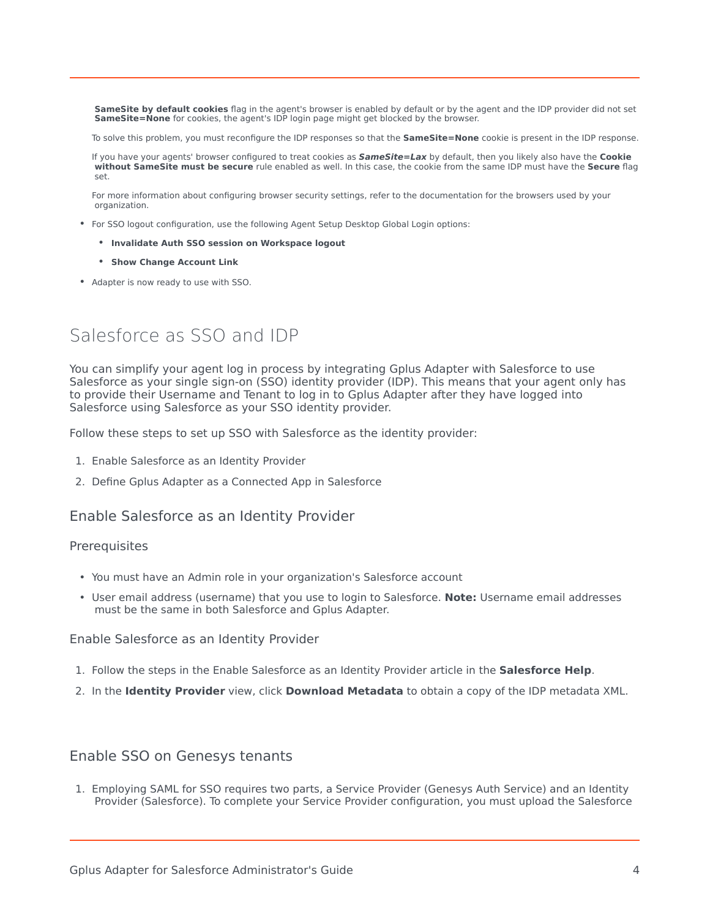**SameSite by default cookies** flag in the agent's browser is enabled by default or by the agent and the IDP provider did not set **SameSite=None** for cookies, the agent's IDP login page might get blocked by the browser.

To solve this problem, you must reconfigure the IDP responses so that the **SameSite=None** cookie is present in the IDP response.

If you have your agents' browser configured to treat cookies as ***SameSite=Lax*** by default, then you likely also have the **Cookie without SameSite must be secure** rule enabled as well. In this case, the cookie from the same IDP must have the **Secure** flag set.

For more information about configuring browser security settings, refer to the documentation for the browsers used by your organization.

- For SSO logout configuration, use the following Agent Setup Desktop Global Login options:
  - **Invalidate Auth SSO session on Workspace logout**
  - **Show Change Account Link**
- Adapter is now ready to use with SSO.

# Salesforce as SSO and IDP

You can simplify your agent log in process by integrating Gplus Adapter with Salesforce to use Salesforce as your single sign-on (SSO) identity provider (IDP). This means that your agent only has to provide their Username and Tenant to log in to Gplus Adapter after they have logged into Salesforce using Salesforce as your SSO identity provider.

Follow these steps to set up SSO with Salesforce as the identity provider:

1. Enable Salesforce as an Identity Provider
2. Define Gplus Adapter as a Connected App in Salesforce

## Enable Salesforce as an Identity Provider

### Prerequisites

- You must have an Admin role in your organization's Salesforce account
- User email address (username) that you use to login to Salesforce. **Note:** Username email addresses must be the same in both Salesforce and Gplus Adapter.

### Enable Salesforce as an Identity Provider

1. Follow the steps in the Enable Salesforce as an Identity Provider article in the **Salesforce Help**.
2. In the **Identity Provider** view, click **Download Metadata** to obtain a copy of the IDP metadata XML.

## Enable SSO on Genesys tenants

1. Employing SAML for SSO requires two parts, a Service Provider (Genesys Auth Service) and an Identity Provider (Salesforce). To complete your Service Provider configuration, you must upload the Salesforce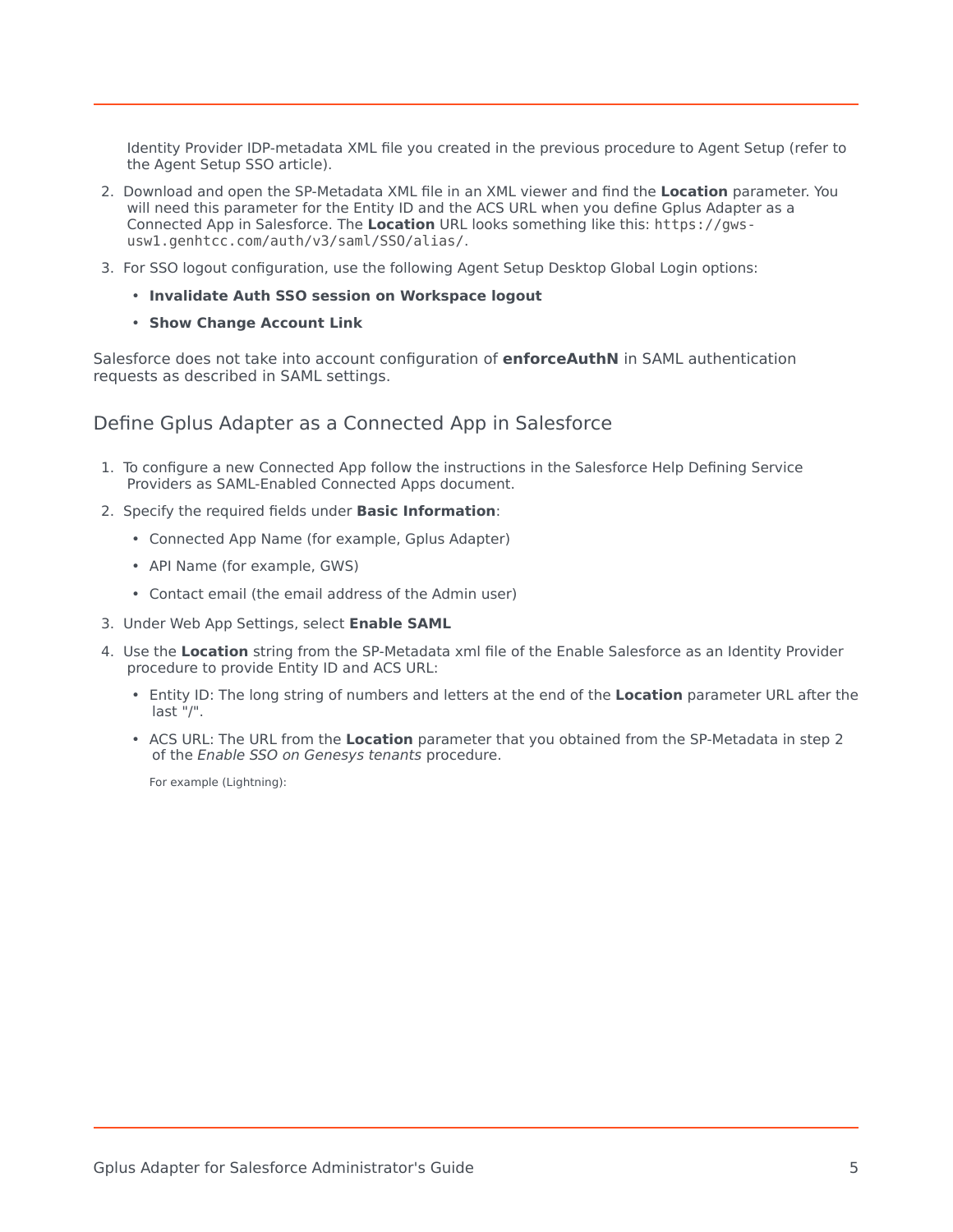Identity Provider IDP-metadata XML file you created in the previous procedure to Agent Setup (refer to the Agent Setup SSO article).

2. Download and open the SP-Metadata XML file in an XML viewer and find the **Location** parameter. You will need this parameter for the Entity ID and the ACS URL when you define Gplus Adapter as a Connected App in Salesforce. The **Location** URL looks something like this: `https://gws-usw1.genhtcc.com/auth/v3/saml/SSO/alias/`.
3. For SSO logout configuration, use the following Agent Setup Desktop Global Login options:
   - **Invalidate Auth SSO session on Workspace logout**
   - **Show Change Account Link**

Salesforce does not take into account configuration of **enforceAuthN** in SAML authentication requests as described in SAML settings.

## Define Gplus Adapter as a Connected App in Salesforce

1. To configure a new Connected App follow the instructions in the Salesforce Help Defining Service Providers as SAML-Enabled Connected Apps document.
2. Specify the required fields under **Basic Information**:
   - Connected App Name (for example, Gplus Adapter)
   - API Name (for example, GWS)
   - Contact email (the email address of the Admin user)
3. Under Web App Settings, select **Enable SAML**
4. Use the **Location** string from the SP-Metadata xml file of the Enable Salesforce as an Identity Provider procedure to provide Entity ID and ACS URL:
   - Entity ID: The long string of numbers and letters at the end of the **Location** parameter URL after the last "/".
   - ACS URL: The URL from the **Location** parameter that you obtained from the SP-Metadata in step 2 of the *Enable SSO on Genesys tenants* procedure.

     For example (Lightning):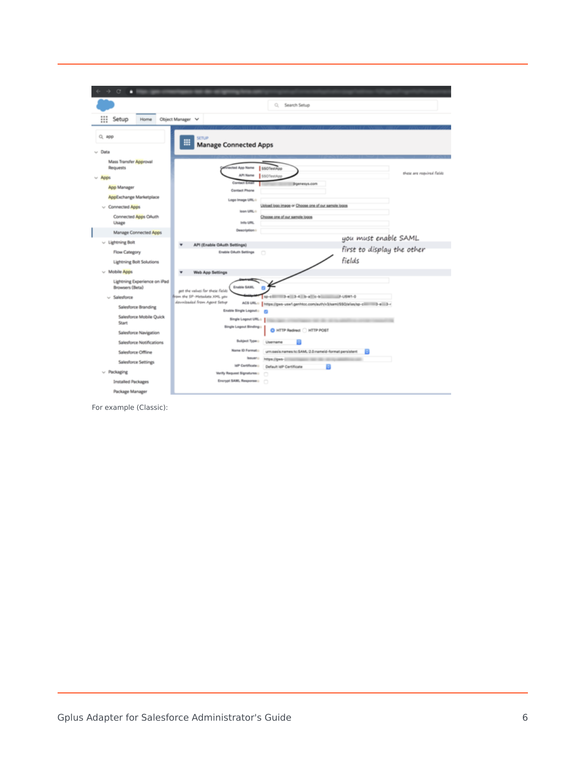For example (Classic):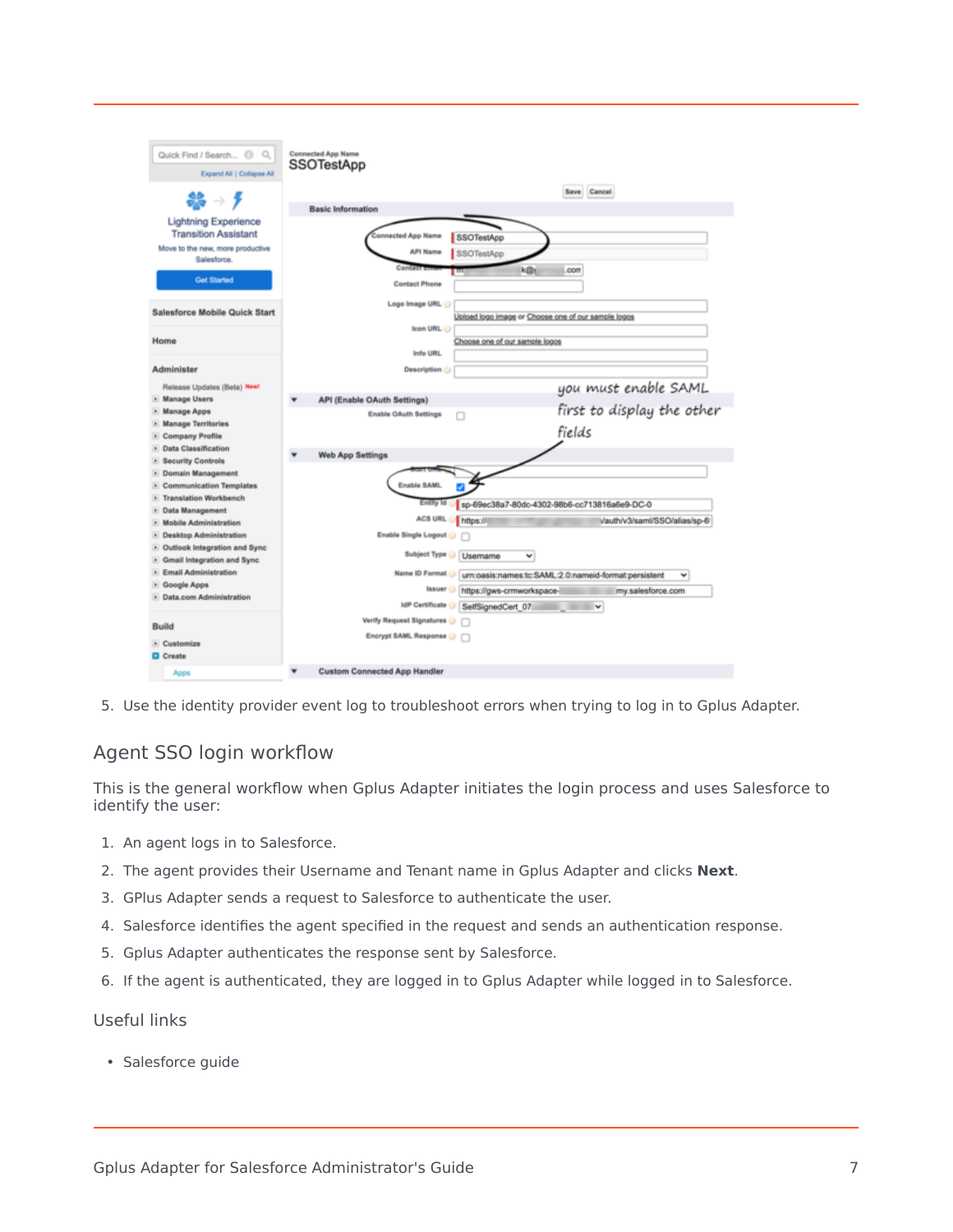5. Use the identity provider event log to troubleshoot errors when trying to log in to Gplus Adapter.

## Agent SSO login workflow

This is the general workflow when Gplus Adapter initiates the login process and uses Salesforce to identify the user:

1. An agent logs in to Salesforce.
2. The agent provides their Username and Tenant name in Gplus Adapter and clicks **Next**.
3. GPlus Adapter sends a request to Salesforce to authenticate the user.
4. Salesforce identifies the agent specified in the request and sends an authentication response.
5. Gplus Adapter authenticates the response sent by Salesforce.
6. If the agent is authenticated, they are logged in to Gplus Adapter while logged in to Salesforce.

## Useful links

- Salesforce guide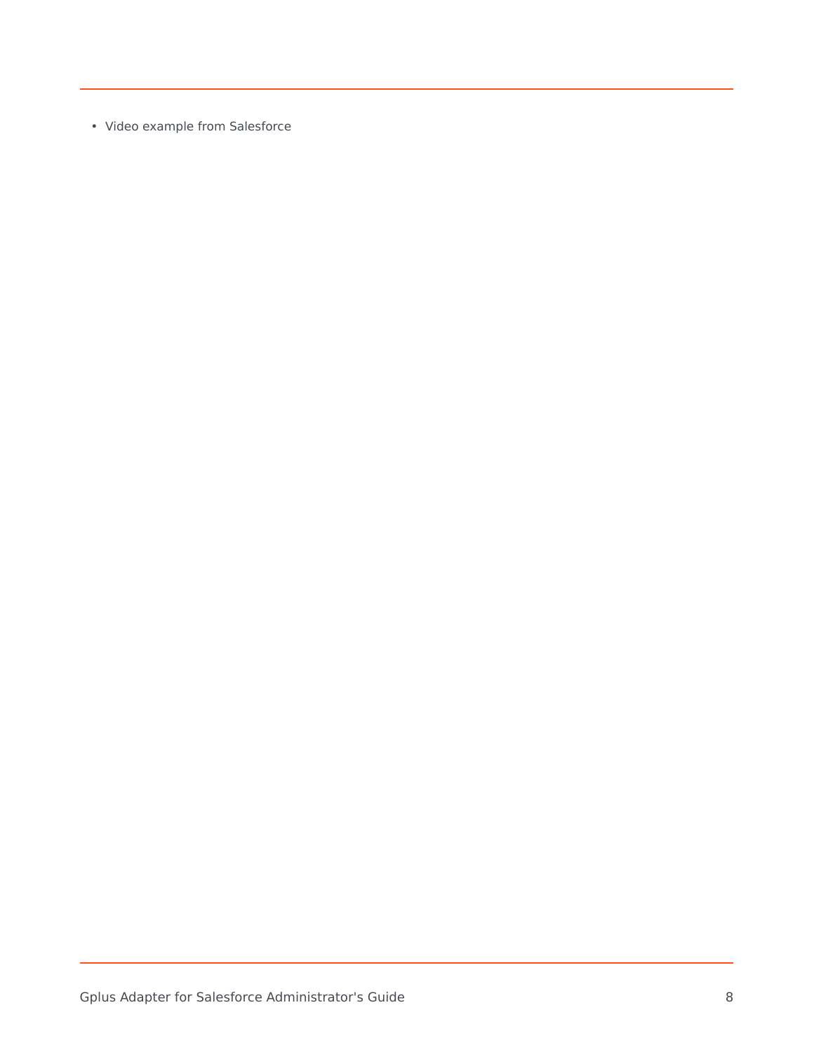- Video example from Salesforce